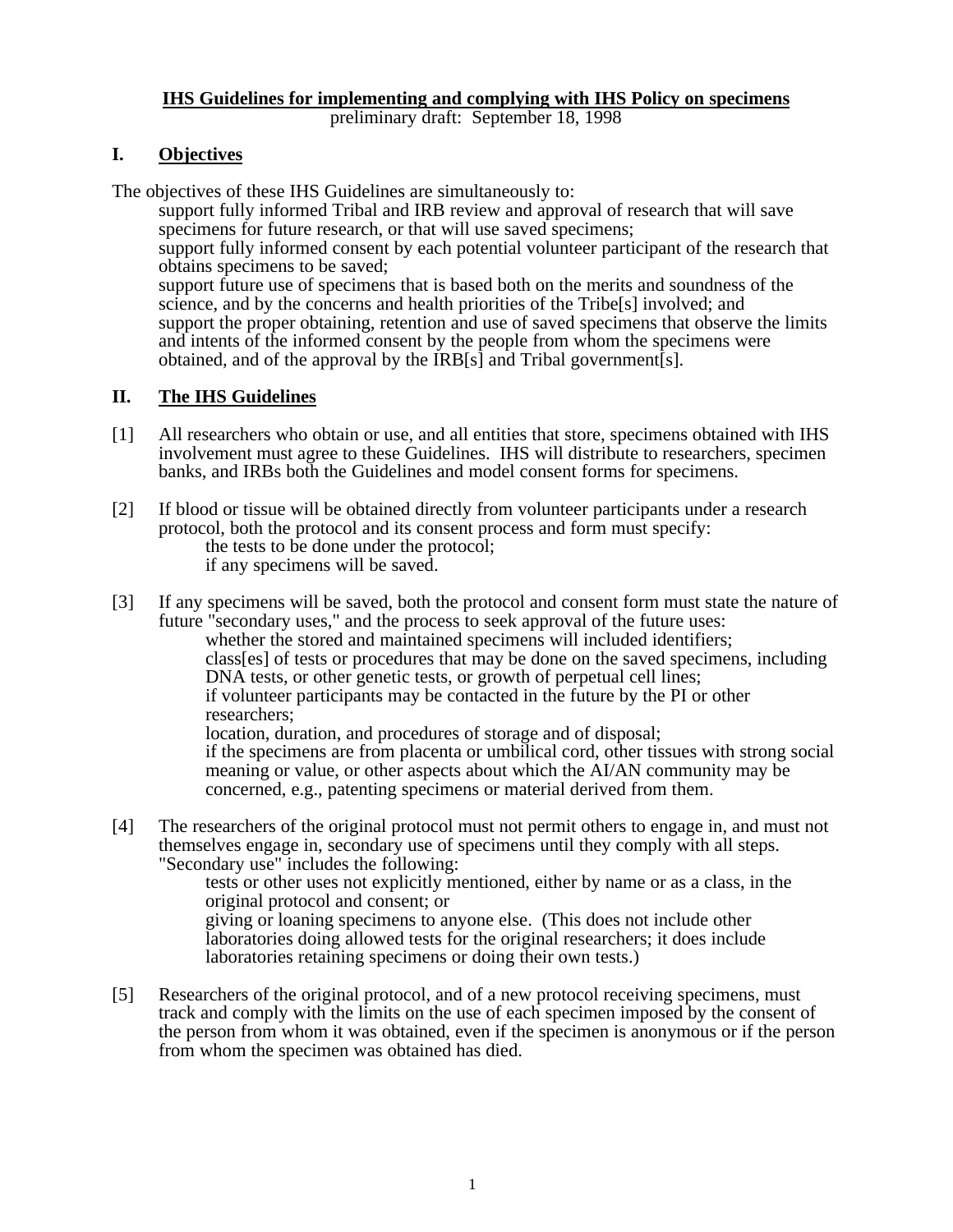**IHS Guidelines for implementing and complying with IHS Policy on specimens**

preliminary draft: September 18, 1998

## I. Objectives

The objectives of these IHS Guidelines are simultaneously to:

- support fully informed Tribal and IRB review and approval of research that will save specimens for future research, or that will use saved specimens;
- support fully informed consent by each potential volunteer participant of the research that obtains specimens to be saved;
- support future use of specimens that is based both on the merits and soundness of the science, and by the concerns and health priorities of the Tribe[s] involved; and
- support the proper obtaining, retention and use of saved specimens that observe the limits and intents of the informed consent by the people from whom the specimens were obtained, and of the approval by the IRB[s] and Tribal government[s].

## II. The IHS Guidelines

[1] All researchers who obtain or use, and all entities that store, specimens obtained with IHS involvement must agree to these Guidelines. IHS will distribute to researchers, specimen banks, and IRBs both the Guidelines and model consent forms for specimens.

[2] If blood or tissue will be obtained directly from volunteer participants under a research protocol, both the protocol and its consent process and form must specify:

- the tests to be done under the protocol;
- if any specimens will be saved.

[3] If any specimens will be saved, both the protocol and consent form must state the nature of future "secondary uses," and the process to seek approval of the future uses:

- whether the stored and maintained specimens will included identifiers;
- class[es] of tests or procedures that may be done on the saved specimens, including DNA tests, or other genetic tests, or growth of perpetual cell lines;
- if volunteer participants may be contacted in the future by the PI or other researchers;
- location, duration, and procedures of storage and of disposal;
- if the specimens are from placenta or umbilical cord, other tissues with strong social meaning or value, or other aspects about which the AI/AN community may be concerned, e.g., patenting specimens or material derived from them.

[4] The researchers of the original protocol must not permit others to engage in, and must not themselves engage in, secondary use of specimens until they comply with all steps. "Secondary use" includes the following:

- tests or other uses not explicitly mentioned, either by name or as a class, in the original protocol and consent; or
- giving or loaning specimens to anyone else. (This does not include other laboratories doing allowed tests for the original researchers; it does include laboratories retaining specimens or doing their own tests.)

[5] Researchers of the original protocol, and of a new protocol receiving specimens, must track and comply with the limits on the use of each specimen imposed by the consent of the person from whom it was obtained, even if the specimen is anonymous or if the person from whom the specimen was obtained has died.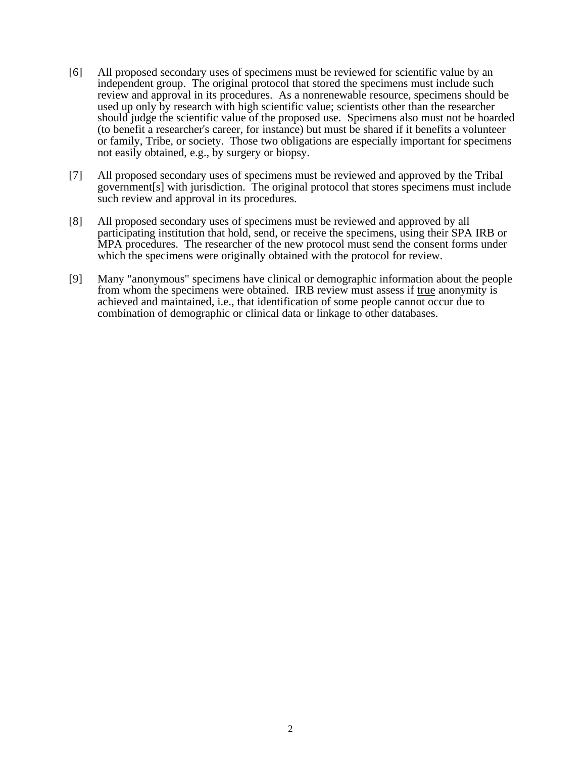[6] All proposed secondary uses of specimens must be reviewed for scientific value by an independent group. The original protocol that stored the specimens must include such review and approval in its procedures. As a nonrenewable resource, specimens should be used up only by research with high scientific value; scientists other than the researcher should judge the scientific value of the proposed use. Specimens also must not be hoarded (to benefit a researcher's career, for instance) but must be shared if it benefits a volunteer or family, Tribe, or society. Those two obligations are especially important for specimens not easily obtained, e.g., by surgery or biopsy.

[7] All proposed secondary uses of specimens must be reviewed and approved by the Tribal government[s] with jurisdiction. The original protocol that stores specimens must include such review and approval in its procedures.

[8] All proposed secondary uses of specimens must be reviewed and approved by all participating institution that hold, send, or receive the specimens, using their SPA IRB or MPA procedures. The researcher of the new protocol must send the consent forms under which the specimens were originally obtained with the protocol for review.

[9] Many "anonymous" specimens have clinical or demographic information about the people from whom the specimens were obtained. IRB review must assess if <u>true</u> anonymity is achieved and maintained, i.e., that identification of some people cannot occur due to combination of demographic or clinical data or linkage to other databases.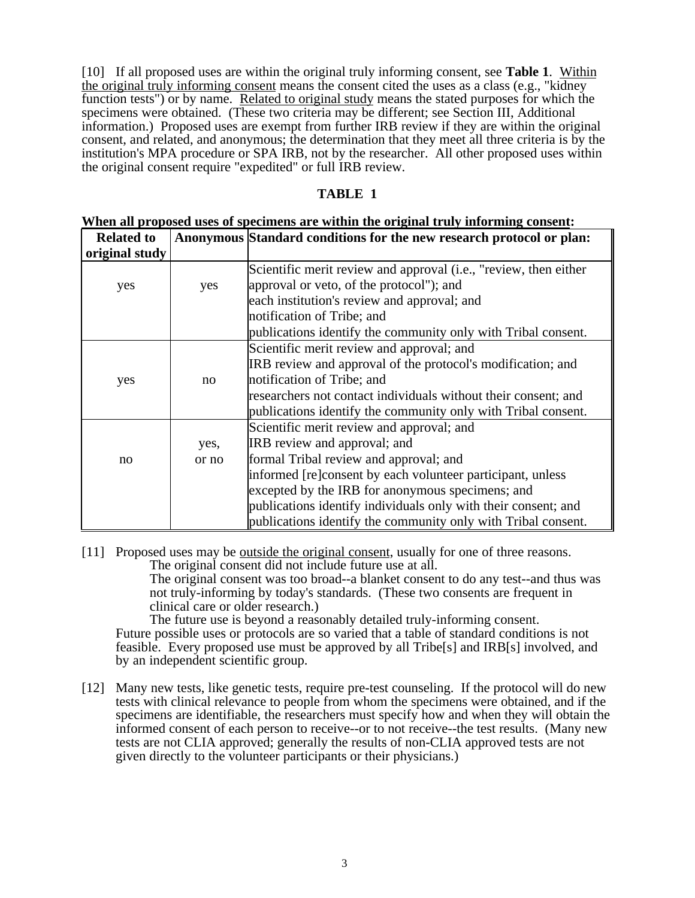[10] If all proposed uses are within the original truly informing consent, see **Table 1**. Within the original truly informing consent means the consent cited the uses as a class (e.g., "kidney function tests") or by name. Related to original study means the stated purposes for which the specimens were obtained. (These two criteria may be different; see Section III, Additional information.) Proposed uses are exempt from further IRB review if they are within the original consent, and related, and anonymous; the determination that they meet all three criteria is by the institution's MPA procedure or SPA IRB, not by the researcher. All other proposed uses within the original consent require "expedited" or full IRB review.

**TABLE 1**

**When all proposed uses of specimens are within the original truly informing consent:**

| Related to original study | Anonymous | Standard conditions for the new research protocol or plan: |
|---|---|---|
| yes | yes | Scientific merit review and approval (i.e., "review, then either approval or veto, of the protocol"); and<br>each institution's review and approval; and<br>notification of Tribe; and<br>publications identify the community only with Tribal consent. |
| yes | no | Scientific merit review and approval; and<br>IRB review and approval of the protocol's modification; and<br>notification of Tribe; and<br>researchers not contact individuals without their consent; and<br>publications identify the community only with Tribal consent. |
| no | yes, or no | Scientific merit review and approval; and<br>IRB review and approval; and<br>formal Tribal review and approval; and<br>informed [re]consent by each volunteer participant, unless excepted by the IRB for anonymous specimens; and<br>publications identify individuals only with their consent; and<br>publications identify the community only with Tribal consent. |

[11] Proposed uses may be outside the original consent, usually for one of three reasons.

The original consent did not include future use at all.

The original consent was too broad--a blanket consent to do any test--and thus was not truly-informing by today's standards. (These two consents are frequent in clinical care or older research.)

The future use is beyond a reasonably detailed truly-informing consent.

Future possible uses or protocols are so varied that a table of standard conditions is not feasible. Every proposed use must be approved by all Tribe[s] and IRB[s] involved, and by an independent scientific group.

[12] Many new tests, like genetic tests, require pre-test counseling. If the protocol will do new tests with clinical relevance to people from whom the specimens were obtained, and if the specimens are identifiable, the researchers must specify how and when they will obtain the informed consent of each person to receive--or to not receive--the test results. (Many new tests are not CLIA approved; generally the results of non-CLIA approved tests are not given directly to the volunteer participants or their physicians.)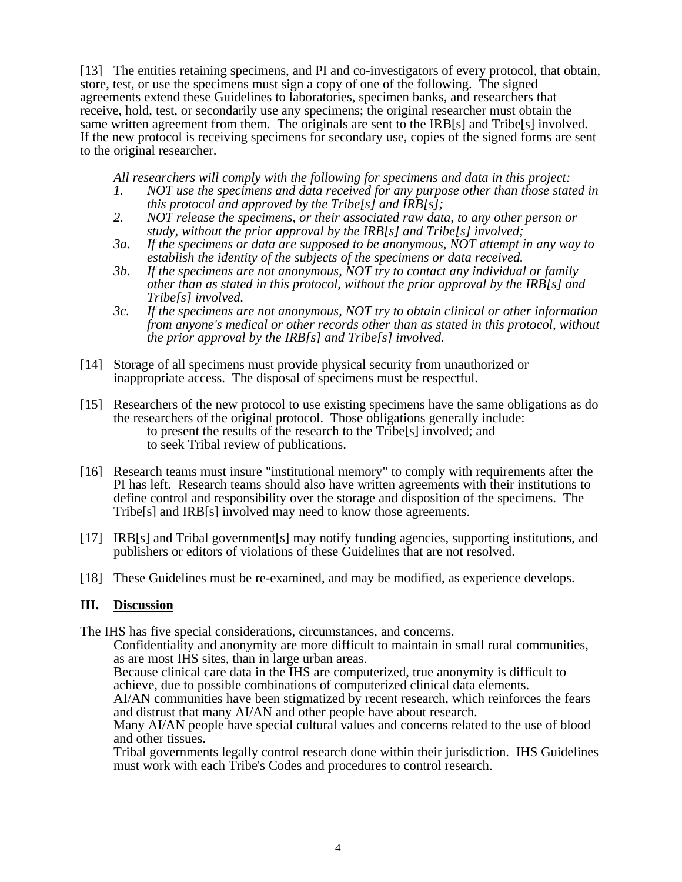[13] The entities retaining specimens, and PI and co-investigators of every protocol, that obtain, store, test, or use the specimens must sign a copy of one of the following. The signed agreements extend these Guidelines to laboratories, specimen banks, and researchers that receive, hold, test, or secondarily use any specimens; the original researcher must obtain the same written agreement from them. The originals are sent to the IRB[s] and Tribe[s] involved. If the new protocol is receiving specimens for secondary use, copies of the signed forms are sent to the original researcher.

*All researchers will comply with the following for specimens and data in this project:*

*1. NOT use the specimens and data received for any purpose other than those stated in this protocol and approved by the Tribe[s] and IRB[s];*

*2. NOT release the specimens, or their associated raw data, to any other person or study, without the prior approval by the IRB[s] and Tribe[s] involved;*

*3a. If the specimens or data are supposed to be anonymous, NOT attempt in any way to establish the identity of the subjects of the specimens or data received.*

*3b. If the specimens are not anonymous, NOT try to contact any individual or family other than as stated in this protocol, without the prior approval by the IRB[s] and Tribe[s] involved.*

*3c. If the specimens are not anonymous, NOT try to obtain clinical or other information from anyone's medical or other records other than as stated in this protocol, without the prior approval by the IRB[s] and Tribe[s] involved.*

[14] Storage of all specimens must provide physical security from unauthorized or inappropriate access. The disposal of specimens must be respectful.

[15] Researchers of the new protocol to use existing specimens have the same obligations as do the researchers of the original protocol. Those obligations generally include:
to present the results of the research to the Tribe[s] involved; and
to seek Tribal review of publications.

[16] Research teams must insure "institutional memory" to comply with requirements after the PI has left. Research teams should also have written agreements with their institutions to define control and responsibility over the storage and disposition of the specimens. The Tribe[s] and IRB[s] involved may need to know those agreements.

[17] IRB[s] and Tribal government[s] may notify funding agencies, supporting institutions, and publishers or editors of violations of these Guidelines that are not resolved.

[18] These Guidelines must be re-examined, and may be modified, as experience develops.

## III. Discussion

The IHS has five special considerations, circumstances, and concerns.

Confidentiality and anonymity are more difficult to maintain in small rural communities, as are most IHS sites, than in large urban areas.

Because clinical care data in the IHS are computerized, true anonymity is difficult to achieve, due to possible combinations of computerized <u>clinical</u> data elements.

AI/AN communities have been stigmatized by recent research, which reinforces the fears and distrust that many AI/AN and other people have about research.

Many AI/AN people have special cultural values and concerns related to the use of blood and other tissues.

Tribal governments legally control research done within their jurisdiction. IHS Guidelines must work with each Tribe's Codes and procedures to control research.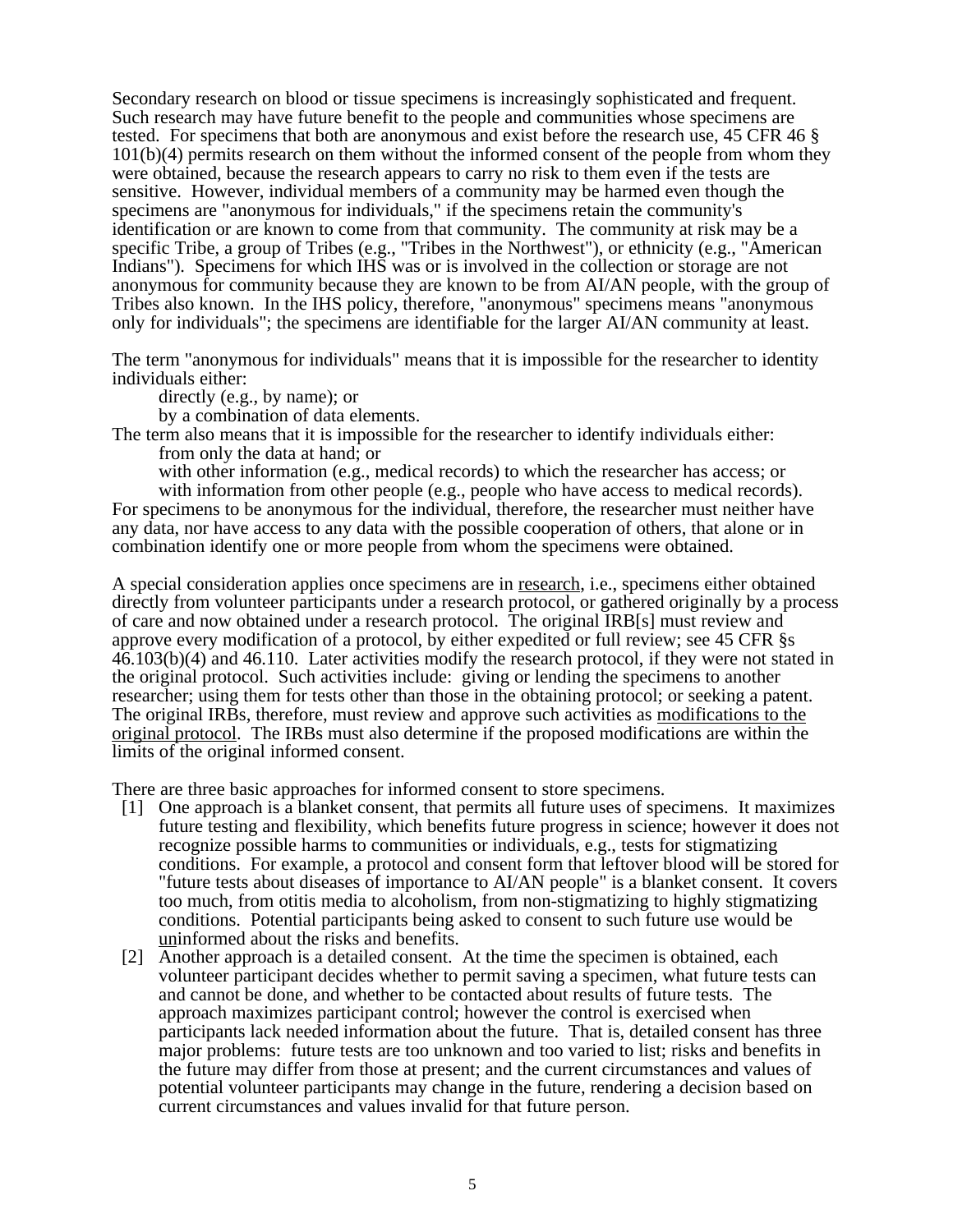Secondary research on blood or tissue specimens is increasingly sophisticated and frequent. Such research may have future benefit to the people and communities whose specimens are tested. For specimens that both are anonymous and exist before the research use, 45 CFR 46 § 101(b)(4) permits research on them without the informed consent of the people from whom they were obtained, because the research appears to carry no risk to them even if the tests are sensitive. However, individual members of a community may be harmed even though the specimens are "anonymous for individuals," if the specimens retain the community's identification or are known to come from that community. The community at risk may be a specific Tribe, a group of Tribes (e.g., "Tribes in the Northwest"), or ethnicity (e.g., "American Indians"). Specimens for which IHS was or is involved in the collection or storage are not anonymous for community because they are known to be from AI/AN people, with the group of Tribes also known. In the IHS policy, therefore, "anonymous" specimens means "anonymous only for individuals"; the specimens are identifiable for the larger AI/AN community at least.

The term "anonymous for individuals" means that it is impossible for the researcher to identity individuals either:

- directly (e.g., by name); or
- by a combination of data elements.

The term also means that it is impossible for the researcher to identify individuals either:

- from only the data at hand; or
- with other information (e.g., medical records) to which the researcher has access; or
- with information from other people (e.g., people who have access to medical records).

For specimens to be anonymous for the individual, therefore, the researcher must neither have any data, nor have access to any data with the possible cooperation of others, that alone or in combination identify one or more people from whom the specimens were obtained.

A special consideration applies once specimens are in <u>research</u>, i.e., specimens either obtained directly from volunteer participants under a research protocol, or gathered originally by a process of care and now obtained under a research protocol. The original IRB[s] must review and approve every modification of a protocol, by either expedited or full review; see 45 CFR §s 46.103(b)(4) and 46.110. Later activities modify the research protocol, if they were not stated in the original protocol. Such activities include: giving or lending the specimens to another researcher; using them for tests other than those in the obtaining protocol; or seeking a patent. The original IRBs, therefore, must review and approve such activities as <u>modifications to the original protocol</u>. The IRBs must also determine if the proposed modifications are within the limits of the original informed consent.

There are three basic approaches for informed consent to store specimens.

[1] One approach is a blanket consent, that permits all future uses of specimens. It maximizes future testing and flexibility, which benefits future progress in science; however it does not recognize possible harms to communities or individuals, e.g., tests for stigmatizing conditions. For example, a protocol and consent form that leftover blood will be stored for "future tests about diseases of importance to AI/AN people" is a blanket consent. It covers too much, from otitis media to alcoholism, from non-stigmatizing to highly stigmatizing conditions. Potential participants being asked to consent to such future use would be <u>un</u>informed about the risks and benefits.

[2] Another approach is a detailed consent. At the time the specimen is obtained, each volunteer participant decides whether to permit saving a specimen, what future tests can and cannot be done, and whether to be contacted about results of future tests. The approach maximizes participant control; however the control is exercised when participants lack needed information about the future. That is, detailed consent has three major problems: future tests are too unknown and too varied to list; risks and benefits in the future may differ from those at present; and the current circumstances and values of potential volunteer participants may change in the future, rendering a decision based on current circumstances and values invalid for that future person.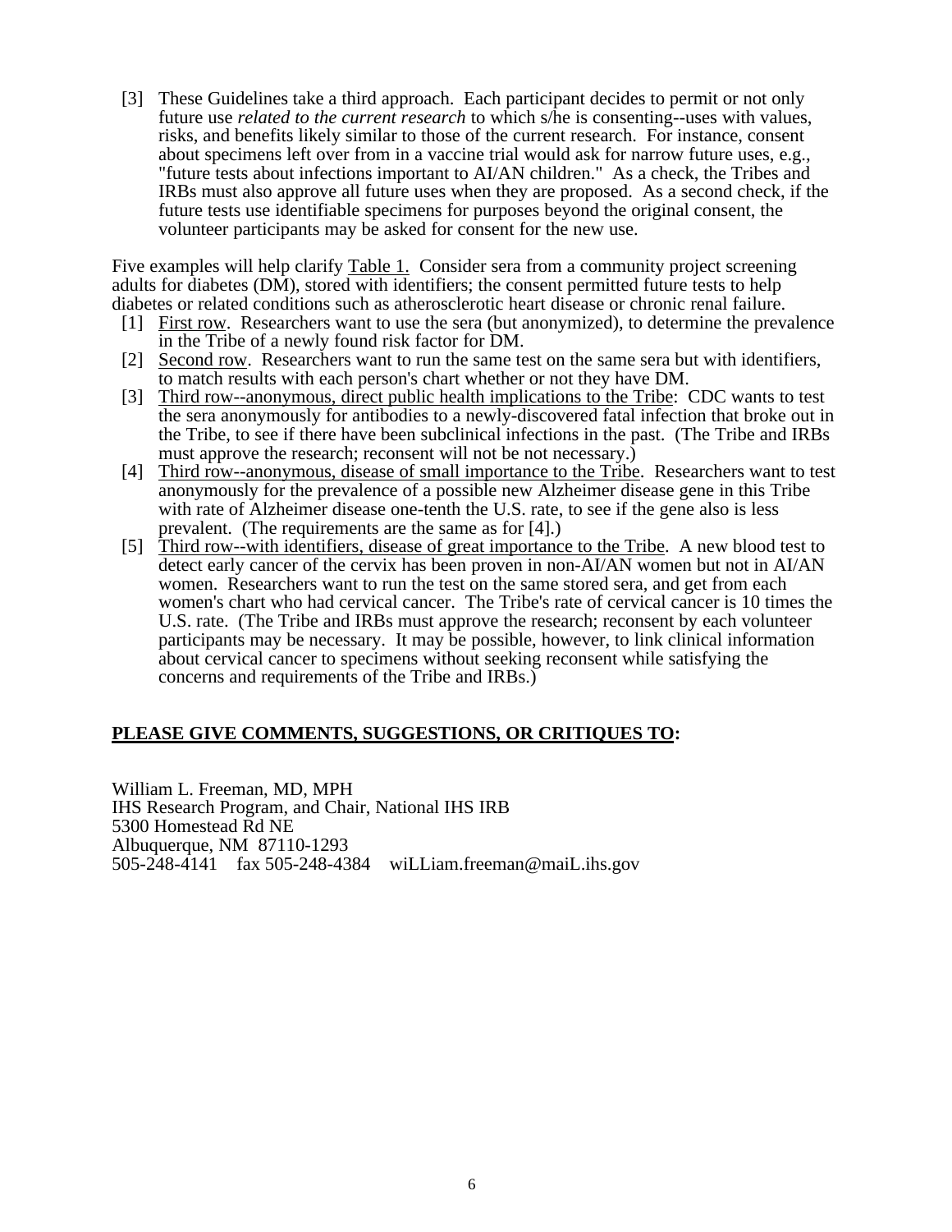[3] These Guidelines take a third approach. Each participant decides to permit or not only future use *related to the current research* to which s/he is consenting--uses with values, risks, and benefits likely similar to those of the current research. For instance, consent about specimens left over from in a vaccine trial would ask for narrow future uses, e.g., "future tests about infections important to AI/AN children." As a check, the Tribes and IRBs must also approve all future uses when they are proposed. As a second check, if the future tests use identifiable specimens for purposes beyond the original consent, the volunteer participants may be asked for consent for the new use.

Five examples will help clarify <u>Table 1.</u> Consider sera from a community project screening adults for diabetes (DM), stored with identifiers; the consent permitted future tests to help diabetes or related conditions such as atherosclerotic heart disease or chronic renal failure.

[1] <u>First row</u>. Researchers want to use the sera (but anonymized), to determine the prevalence in the Tribe of a newly found risk factor for DM.

[2] <u>Second row</u>. Researchers want to run the same test on the same sera but with identifiers, to match results with each person's chart whether or not they have DM.

[3] <u>Third row--anonymous, direct public health implications to the Tribe</u>: CDC wants to test the sera anonymously for antibodies to a newly-discovered fatal infection that broke out in the Tribe, to see if there have been subclinical infections in the past. (The Tribe and IRBs must approve the research; reconsent will not be not necessary.)

[4] <u>Third row--anonymous, disease of small importance to the Tribe</u>. Researchers want to test anonymously for the prevalence of a possible new Alzheimer disease gene in this Tribe with rate of Alzheimer disease one-tenth the U.S. rate, to see if the gene also is less prevalent. (The requirements are the same as for [4].)

[5] <u>Third row--with identifiers, disease of great importance to the Tribe</u>. A new blood test to detect early cancer of the cervix has been proven in non-AI/AN women but not in AI/AN women. Researchers want to run the test on the same stored sera, and get from each women's chart who had cervical cancer. The Tribe's rate of cervical cancer is 10 times the U.S. rate. (The Tribe and IRBs must approve the research; reconsent by each volunteer participants may be necessary. It may be possible, however, to link clinical information about cervical cancer to specimens without seeking reconsent while satisfying the concerns and requirements of the Tribe and IRBs.)

**<u>PLEASE GIVE COMMENTS, SUGGESTIONS, OR CRITIQUES TO</u>:**

William L. Freeman, MD, MPH
IHS Research Program, and Chair, National IHS IRB
5300 Homestead Rd NE
Albuquerque, NM 87110-1293
505-248-4141 fax 505-248-4384 wiLLiam.freeman@maiL.ihs.gov